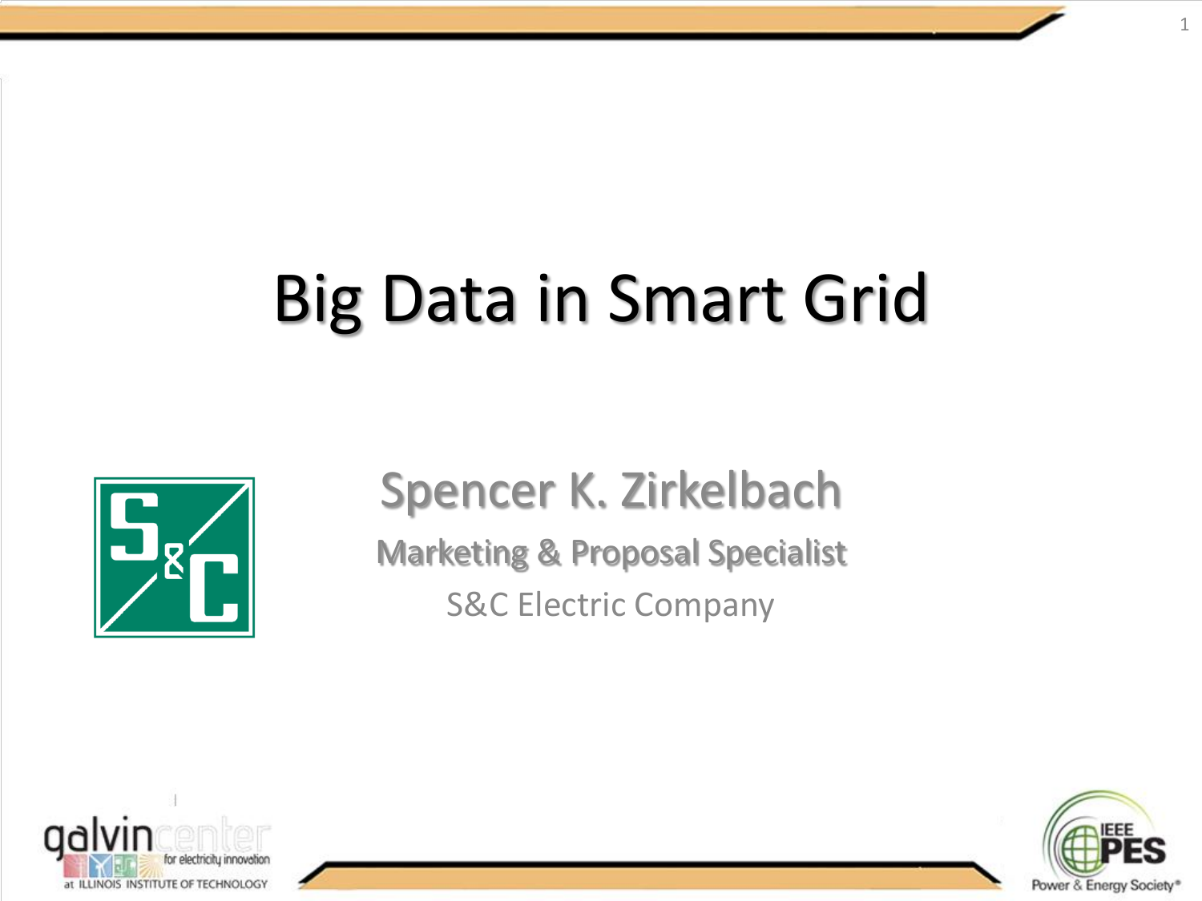# Big Data in Smart Grid

Spencer K. Zirkelbach

Marketing & Proposal Specialist

S&C Electric Company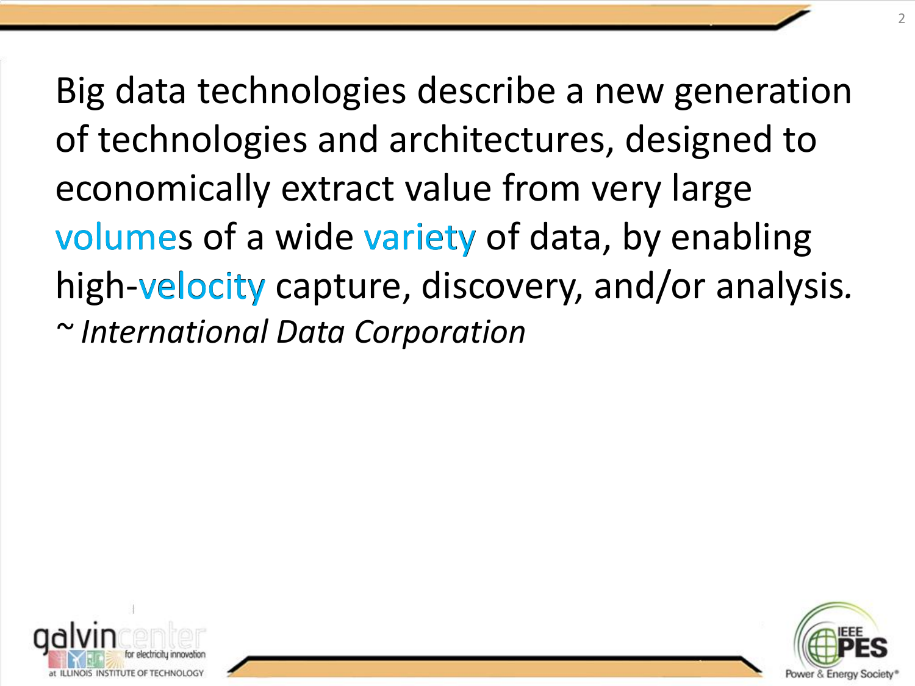Big data technologies describe a new generation of technologies and architectures, designed to economically extract value from very large volumes of a wide variety of data, by enabling high-velocity capture, discovery, and/or analysis.

~ *International Data Corporation*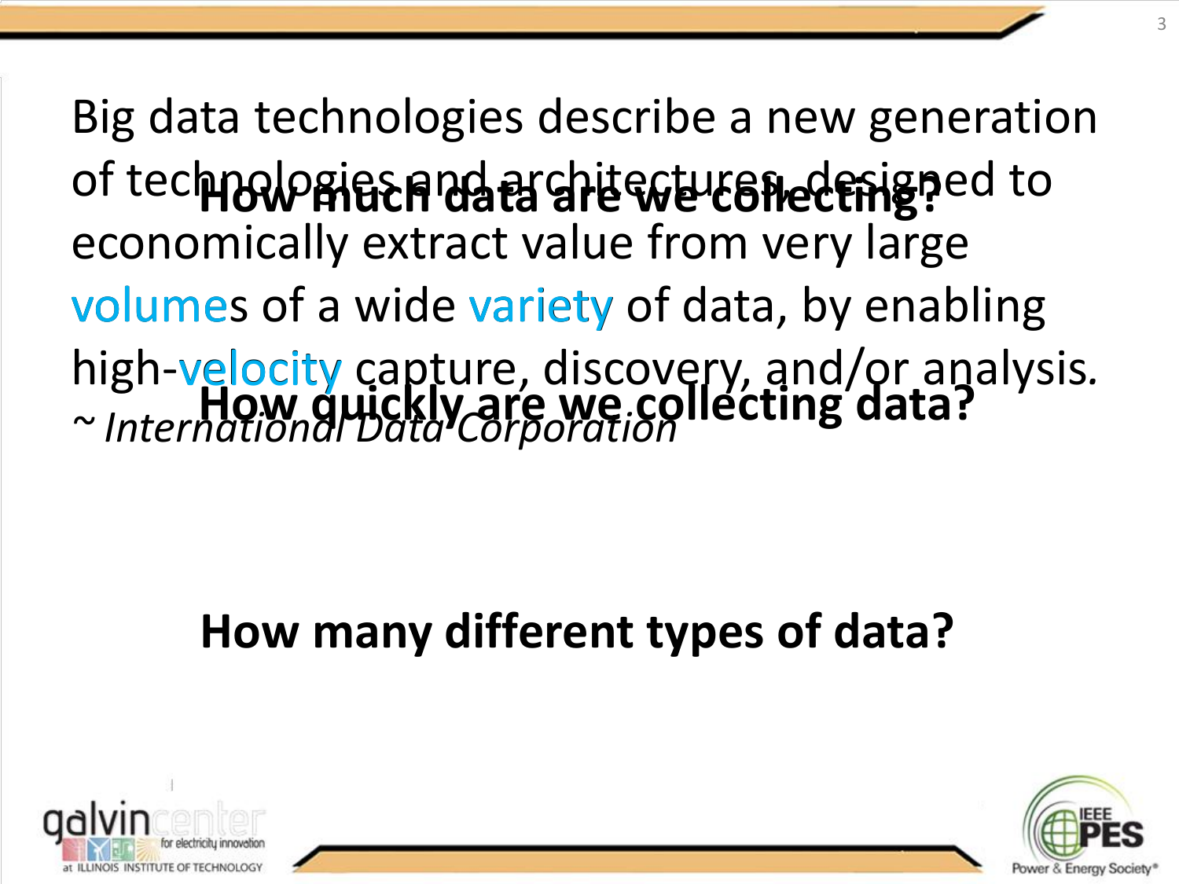Big data technologies describe a new generation of technologies and architectures, designed to economically extract value from very large volumes of a wide variety of data, by enabling high-velocity capture, discovery, and/or analysis.

*~ International Data Corporation*

**How much data are we collecting?**

**How quickly are we collecting data?**

**How many different types of data?**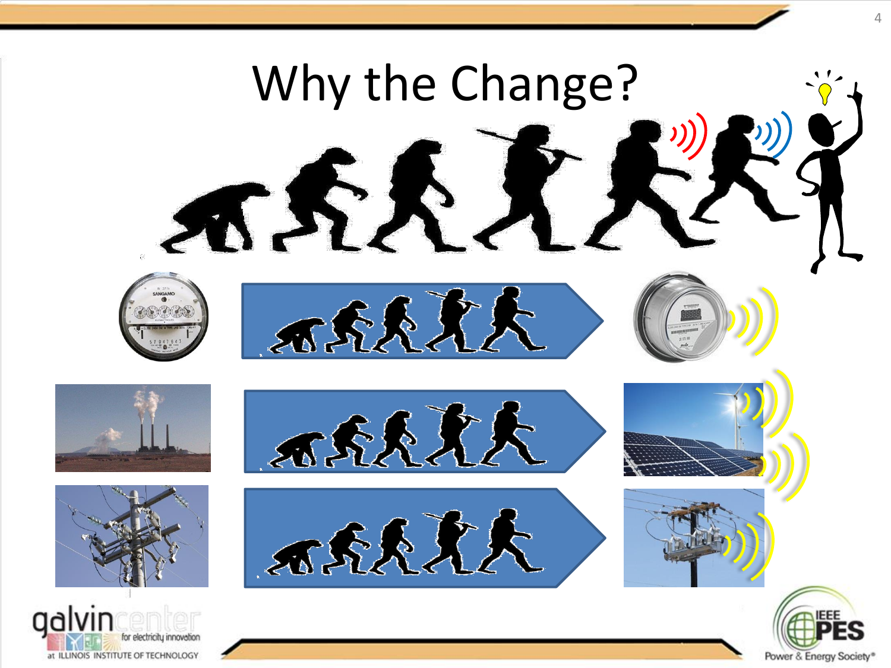# Why the Change?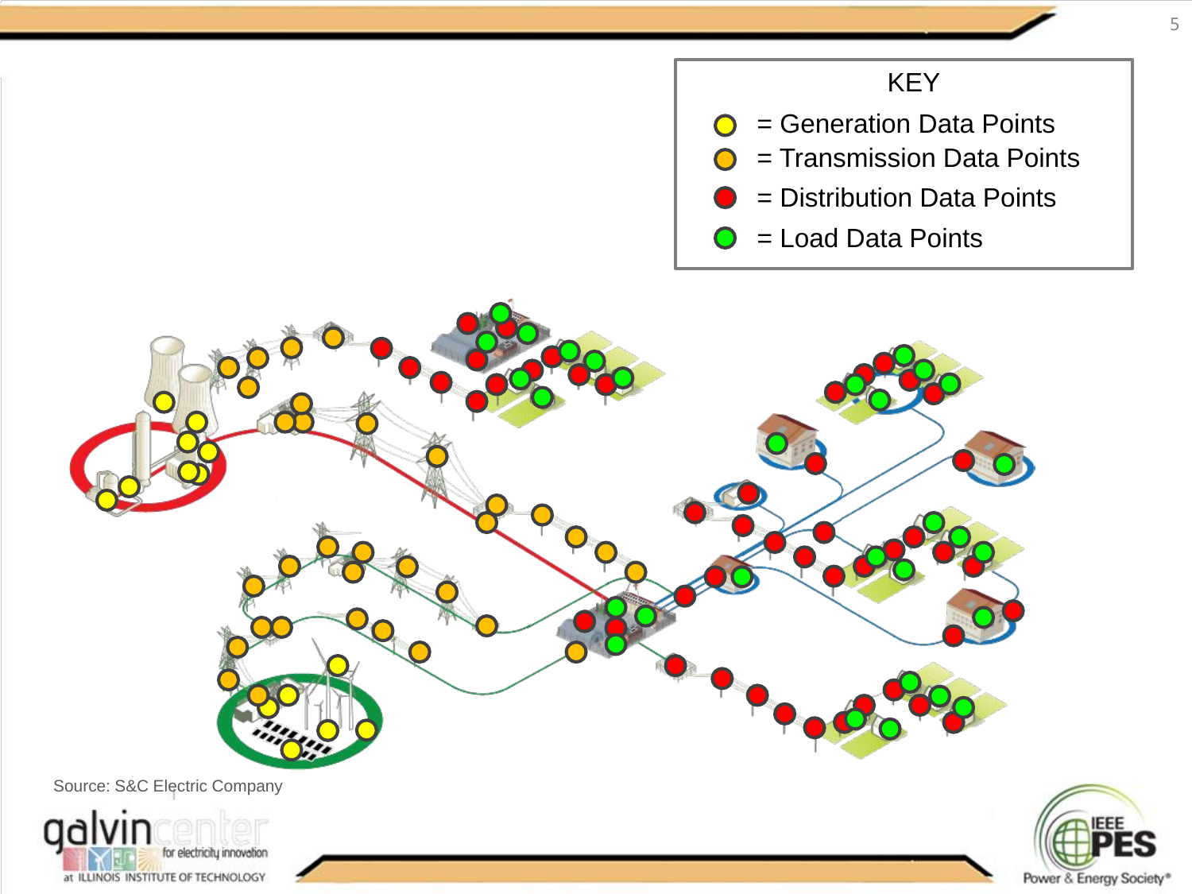KEY

- = Generation Data Points
- = Transmission Data Points
- = Distribution Data Points
- = Load Data Points

Source: S&C Electric Company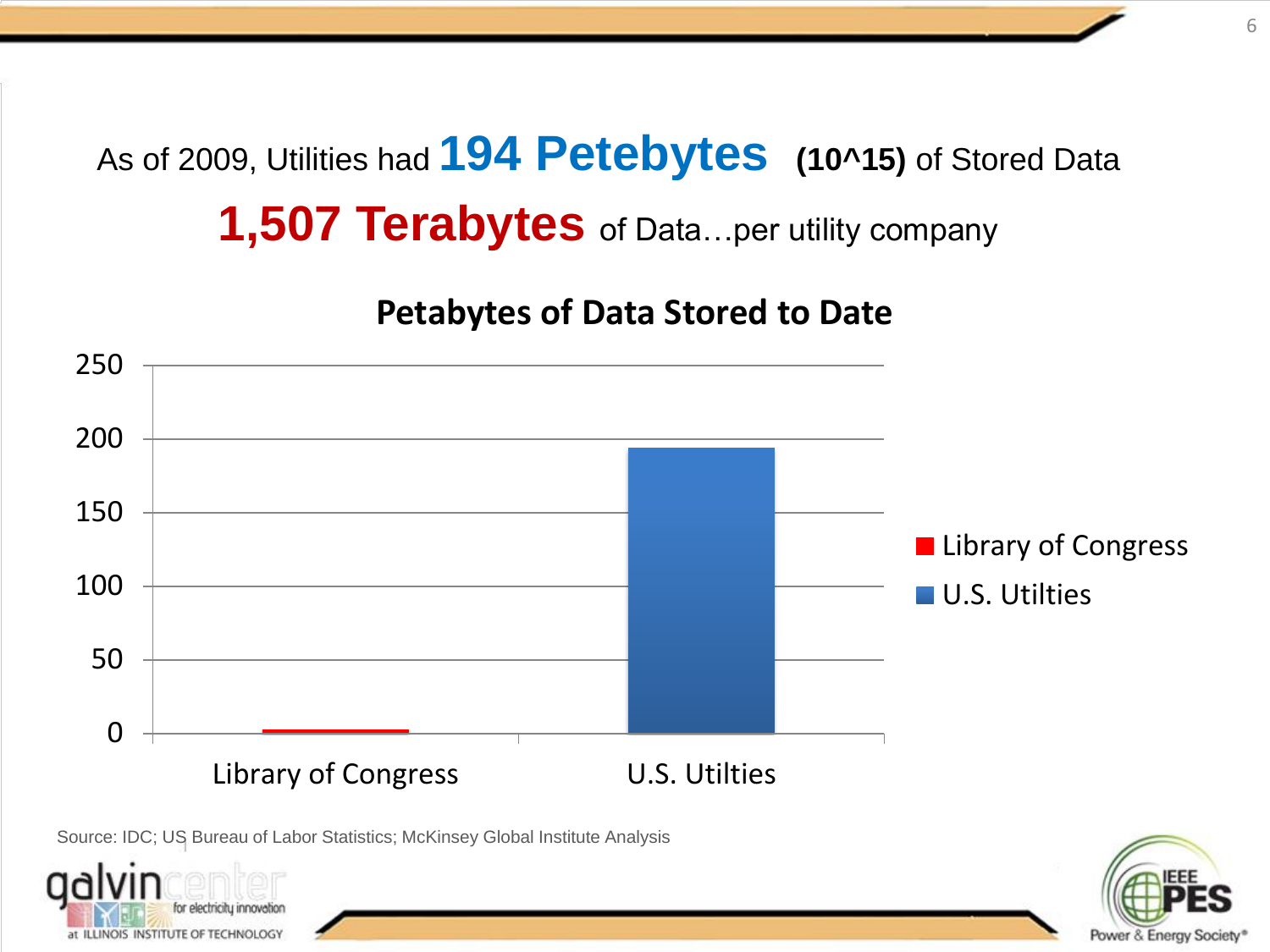As of 2009, Utilities had **194 Petebytes** **(10^15)** of Stored Data

**1,507 Terabytes** of Data…per utility company

**Petabytes of Data Stored to Date**

| | Petabytes |
|---|---|
| Library of Congress | ~2 |
| U.S. Utilties | 194 |

Source: IDC; US Bureau of Labor Statistics; McKinsey Global Institute Analysis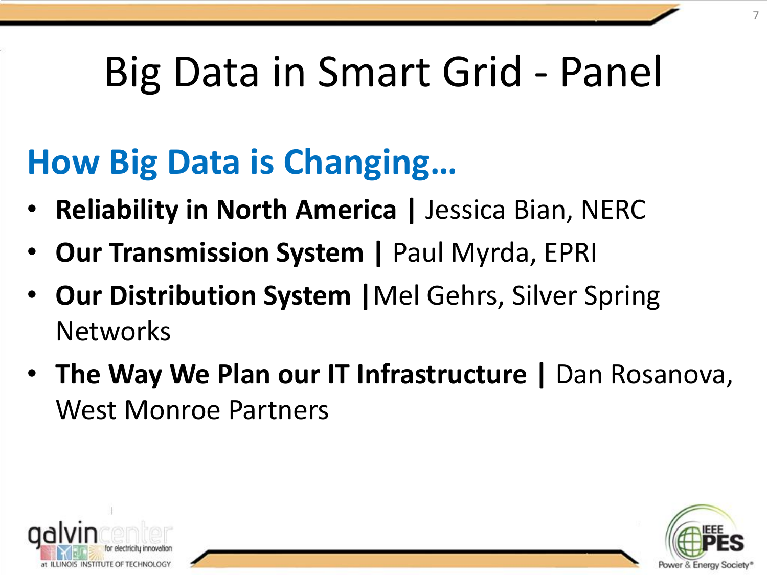# Big Data in Smart Grid - Panel

## How Big Data is Changing…

- **Reliability in North America |** Jessica Bian, NERC
- **Our Transmission System |** Paul Myrda, EPRI
- **Our Distribution System |** Mel Gehrs, Silver Spring Networks
- **The Way We Plan our IT Infrastructure |** Dan Rosanova, West Monroe Partners